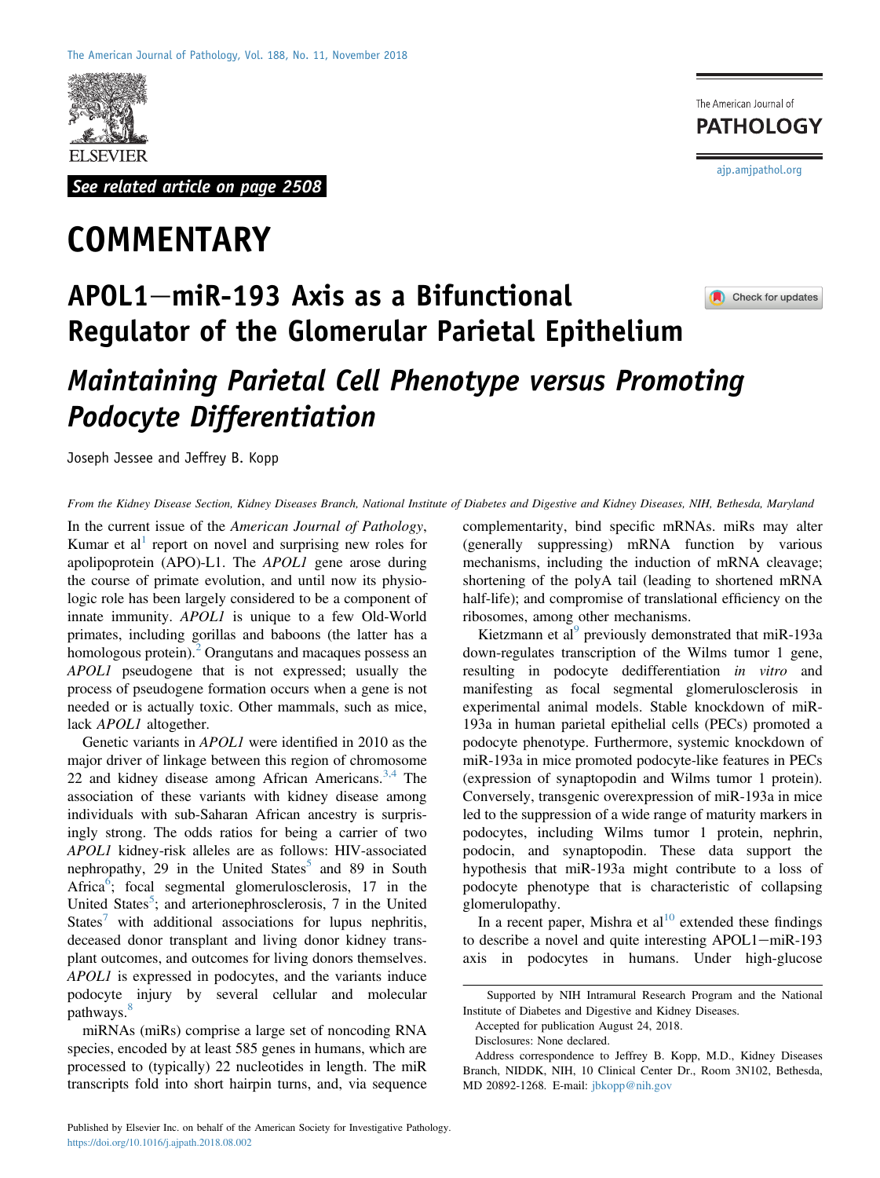See related article on page 2508

# COMMENTARY

# APOL1—miR-193 Axis as a Bifunctional Regulator of the Glomerular Parietal Epithelium

## *Maintaining Parietal Cell Phenotype versus Promoting Podocyte Differentiation*

Joseph Jessee and Jeffrey B. Kopp

*From the Kidney Disease Section, Kidney Diseases Branch, National Institute of Diabetes and Digestive and Kidney Diseases, NIH, Bethesda, Maryland*

In the current issue of the *American Journal of Pathology*, Kumar et al[1] report on novel and surprising new roles for apolipoprotein (APO)-L1. The *APOL1* gene arose during the course of primate evolution, and until now its physiologic role has been largely considered to be a component of innate immunity. *APOL1* is unique to a few Old-World primates, including gorillas and baboons (the latter has a homologous protein).[2] Orangutans and macaques possess an *APOL1* pseudogene that is not expressed; usually the process of pseudogene formation occurs when a gene is not needed or is actually toxic. Other mammals, such as mice, lack *APOL1* altogether.

Genetic variants in *APOL1* were identified in 2010 as the major driver of linkage between this region of chromosome 22 and kidney disease among African Americans.[3,4] The association of these variants with kidney disease among individuals with sub-Saharan African ancestry is surprisingly strong. The odds ratios for being a carrier of two *APOL1* kidney-risk alleles are as follows: HIV-associated nephropathy, 29 in the United States[5] and 89 in South Africa[6]; focal segmental glomerulosclerosis, 17 in the United States[5]; and arterionephrosclerosis, 7 in the United States[7] with additional associations for lupus nephritis, deceased donor transplant and living donor kidney transplant outcomes, and outcomes for living donors themselves. *APOL1* is expressed in podocytes, and the variants induce podocyte injury by several cellular and molecular pathways.[8]

miRNAs (miRs) comprise a large set of noncoding RNA species, encoded by at least 585 genes in humans, which are processed to (typically) 22 nucleotides in length. The miR transcripts fold into short hairpin turns, and, via sequence complementarity, bind specific mRNAs. miRs may alter (generally suppressing) mRNA function by various mechanisms, including the induction of mRNA cleavage; shortening of the polyA tail (leading to shortened mRNA half-life); and compromise of translational efficiency on the ribosomes, among other mechanisms.

Kietzmann et al[9] previously demonstrated that miR-193a down-regulates transcription of the Wilms tumor 1 gene, resulting in podocyte dedifferentiation *in vitro* and manifesting as focal segmental glomerulosclerosis in experimental animal models. Stable knockdown of miR-193a in human parietal epithelial cells (PECs) promoted a podocyte phenotype. Furthermore, systemic knockdown of miR-193a in mice promoted podocyte-like features in PECs (expression of synaptopodin and Wilms tumor 1 protein). Conversely, transgenic overexpression of miR-193a in mice led to the suppression of a wide range of maturity markers in podocytes, including Wilms tumor 1 protein, nephrin, podocin, and synaptopodin. These data support the hypothesis that miR-193a might contribute to a loss of podocyte phenotype that is characteristic of collapsing glomerulopathy.

In a recent paper, Mishra et al[10] extended these findings to describe a novel and quite interesting APOL1—miR-193 axis in podocytes in humans. Under high-glucose

Supported by NIH Intramural Research Program and the National Institute of Diabetes and Digestive and Kidney Diseases.

Accepted for publication August 24, 2018.

Disclosures: None declared.

Address correspondence to Jeffrey B. Kopp, M.D., Kidney Diseases Branch, NIDDK, NIH, 10 Clinical Center Dr., Room 3N102, Bethesda, MD 20892-1268. E-mail: jbkopp@nih.gov

Published by Elsevier Inc. on behalf of the American Society for Investigative Pathology.
https://doi.org/10.1016/j.ajpath.2018.08.002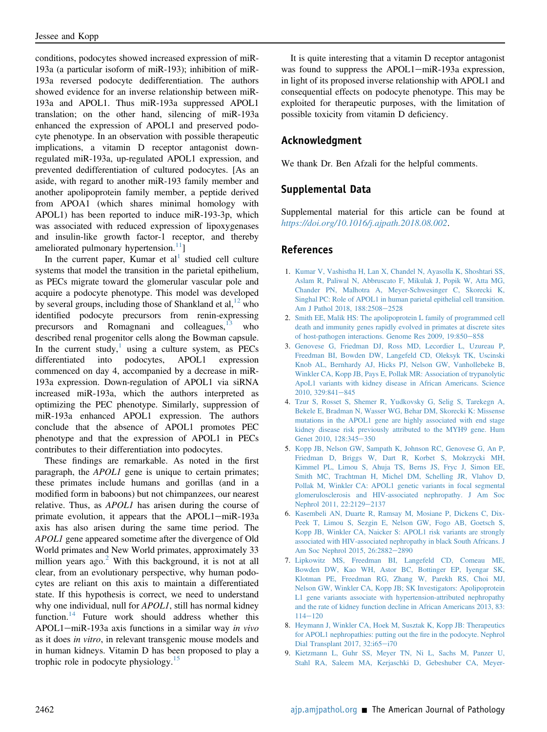conditions, podocytes showed increased expression of miR-193a (a particular isoform of miR-193); inhibition of miR-193a reversed podocyte dedifferentiation. The authors showed evidence for an inverse relationship between miR-193a and APOL1. Thus miR-193a suppressed APOL1 translation; on the other hand, silencing of miR-193a enhanced the expression of APOL1 and preserved podocyte phenotype. In an observation with possible therapeutic implications, a vitamin D receptor antagonist down-regulated miR-193a, up-regulated APOL1 expression, and prevented dedifferentiation of cultured podocytes. [As an aside, with regard to another miR-193 family member and another apolipoprotein family member, a peptide derived from APOA1 (which shares minimal homology with APOL1) has been reported to induce miR-193-3p, which was associated with reduced expression of lipoxygenases and insulin-like growth factor-1 receptor, and thereby ameliorated pulmonary hypertension.[11]]

In the current paper, Kumar et al[1] studied cell culture systems that model the transition in the parietal epithelium, as PECs migrate toward the glomerular vascular pole and acquire a podocyte phenotype. This model was developed by several groups, including those of Shankland et al,[12] who identified podocyte precursors from renin-expressing precursors and Romagnani and colleagues,[13] who described renal progenitor cells along the Bowman capsule. In the current study,[1] using a culture system, as PECs differentiated into podocytes, APOL1 expression commenced on day 4, accompanied by a decrease in miR-193a expression. Down-regulation of APOL1 via siRNA increased miR-193a, which the authors interpreted as optimizing the PEC phenotype. Similarly, suppression of miR-193a enhanced APOL1 expression. The authors conclude that the absence of APOL1 promotes PEC phenotype and that the expression of APOL1 in PECs contributes to their differentiation into podocytes.

These findings are remarkable. As noted in the first paragraph, the *APOL1* gene is unique to certain primates; these primates include humans and gorillas (and in a modified form in baboons) but not chimpanzees, our nearest relative. Thus, as *APOL1* has arisen during the course of primate evolution, it appears that the APOL1−miR-193a axis has also arisen during the same time period. The *APOL1* gene appeared sometime after the divergence of Old World primates and New World primates, approximately 33 million years ago.[2] With this background, it is not at all clear, from an evolutionary perspective, why human podocytes are reliant on this axis to maintain a differentiated state. If this hypothesis is correct, we need to understand why one individual, null for *APOL1*, still has normal kidney function.[14] Future work should address whether this APOL1−miR-193a axis functions in a similar way *in vivo* as it does *in vitro*, in relevant transgenic mouse models and in human kidneys. Vitamin D has been proposed to play a trophic role in podocyte physiology.[15]

It is quite interesting that a vitamin D receptor antagonist was found to suppress the APOL1−miR-193a expression, in light of its proposed inverse relationship with APOL1 and consequential effects on podocyte phenotype. This may be exploited for therapeutic purposes, with the limitation of possible toxicity from vitamin D deficiency.

## Acknowledgment

We thank Dr. Ben Afzali for the helpful comments.

## Supplemental Data

Supplemental material for this article can be found at *https://doi.org/10.1016/j.ajpath.2018.08.002*.

## References

1. Kumar V, Vashistha H, Lan X, Chandel N, Ayasolla K, Shoshtari SS, Aslam R, Paliwal N, Abbruscato F, Mikulak J, Popik W, Atta MG, Chander PN, Malhotra A, Meyer-Schwesinger C, Skorecki K, Singhal PC: Role of APOL1 in human parietal epithelial cell transition. Am J Pathol 2018, 188:2508−2528
2. Smith EE, Malik HS: The apolipoprotein L family of programmed cell death and immunity genes rapidly evolved in primates at discrete sites of host-pathogen interactions. Genome Res 2009, 19:850−858
3. Genovese G, Friedman DJ, Ross MD, Lecordier L, Uzureau P, Freedman BI, Bowden DW, Langefeld CD, Oleksyk TK, Uscinski Knob AL, Bernhardy AJ, Hicks PJ, Nelson GW, Vanhollebeke B, Winkler CA, Kopp JB, Pays E, Pollak MR: Association of trypanolytic ApoL1 variants with kidney disease in African Americans. Science 2010, 329:841−845
4. Tzur S, Rosset S, Shemer R, Yudkovsky G, Selig S, Tarekegn A, Bekele E, Bradman N, Wasser WG, Behar DM, Skorecki K: Missense mutations in the APOL1 gene are highly associated with end stage kidney disease risk previously attributed to the MYH9 gene. Hum Genet 2010, 128:345−350
5. Kopp JB, Nelson GW, Sampath K, Johnson RC, Genovese G, An P, Friedman D, Briggs W, Dart R, Korbet S, Mokrzycki MH, Kimmel PL, Limou S, Ahuja TS, Berns JS, Fryc J, Simon EE, Smith MC, Trachtman H, Michel DM, Schelling JR, Vlahov D, Pollak M, Winkler CA: APOL1 genetic variants in focal segmental glomerulosclerosis and HIV-associated nephropathy. J Am Soc Nephrol 2011, 22:2129−2137
6. Kasembeli AN, Duarte R, Ramsay M, Mosiane P, Dickens C, Dix-Peek T, Limou S, Sezgin E, Nelson GW, Fogo AB, Goetsch S, Kopp JB, Winkler CA, Naicker S: APOL1 risk variants are strongly associated with HIV-associated nephropathy in black South Africans. J Am Soc Nephrol 2015, 26:2882−2890
7. Lipkowitz MS, Freedman BI, Langefeld CD, Comeau ME, Bowden DW, Kao WH, Astor BC, Bottinger EP, Iyengar SK, Klotman PE, Freedman RG, Zhang W, Parekh RS, Choi MJ, Nelson GW, Winkler CA, Kopp JB; SK Investigators: Apolipoprotein L1 gene variants associate with hypertension-attributed nephropathy and the rate of kidney function decline in African Americans 2013, 83:114−120
8. Heymann J, Winkler CA, Hoek M, Susztak K, Kopp JB: Therapeutics for APOL1 nephropathies: putting out the fire in the podocyte. Nephrol Dial Transplant 2017, 32:i65−i70
9. Kietzmann L, Guhr SS, Meyer TN, Ni L, Sachs M, Panzer U, Stahl RA, Saleem MA, Kerjaschki D, Gebeshuber CA, Meyer-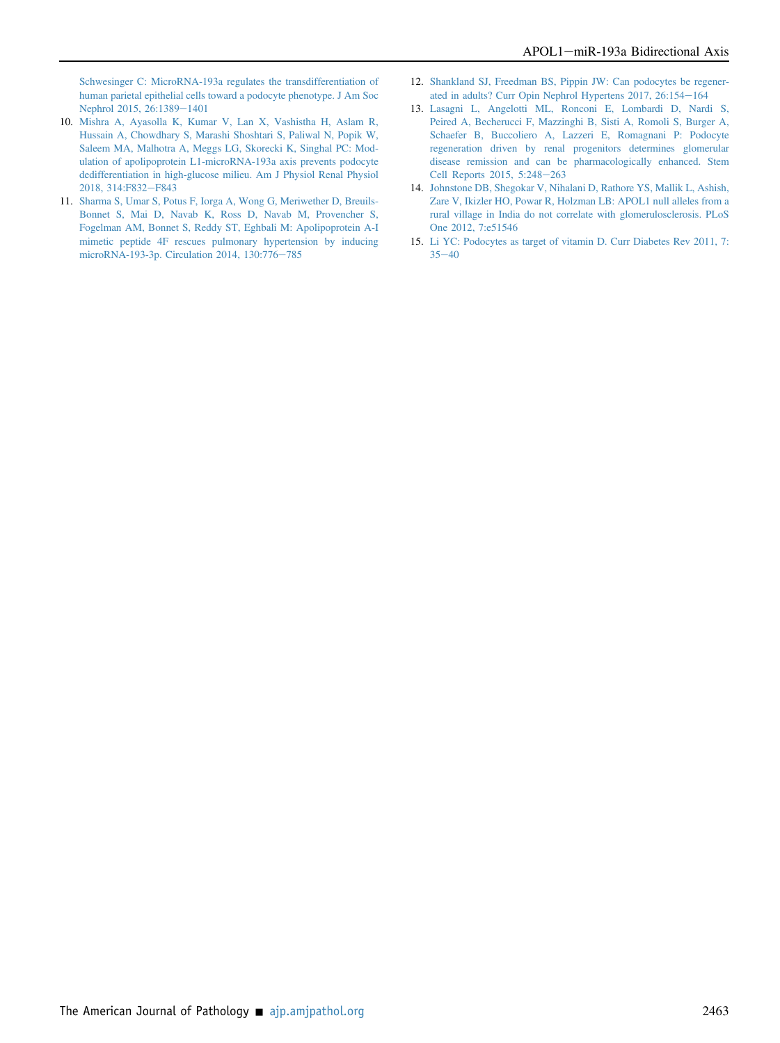Schwesinger C: MicroRNA-193a regulates the transdifferentiation of human parietal epithelial cells toward a podocyte phenotype. J Am Soc Nephrol 2015, 26:1389−1401

10. Mishra A, Ayasolla K, Kumar V, Lan X, Vashistha H, Aslam R, Hussain A, Chowdhary S, Marashi Shoshtari S, Paliwal N, Popik W, Saleem MA, Malhotra A, Meggs LG, Skorecki K, Singhal PC: Modulation of apolipoprotein L1-microRNA-193a axis prevents podocyte dedifferentiation in high-glucose milieu. Am J Physiol Renal Physiol 2018, 314:F832−F843
11. Sharma S, Umar S, Potus F, Iorga A, Wong G, Meriwether D, Breuils-Bonnet S, Mai D, Navab K, Ross D, Navab M, Provencher S, Fogelman AM, Bonnet S, Reddy ST, Eghbali M: Apolipoprotein A-I mimetic peptide 4F rescues pulmonary hypertension by inducing microRNA-193-3p. Circulation 2014, 130:776−785
12. Shankland SJ, Freedman BS, Pippin JW: Can podocytes be regenerated in adults? Curr Opin Nephrol Hypertens 2017, 26:154−164
13. Lasagni L, Angelotti ML, Ronconi E, Lombardi D, Nardi S, Peired A, Becherucci F, Mazzinghi B, Sisti A, Romoli S, Burger A, Schaefer B, Buccoliero A, Lazzeri E, Romagnani P: Podocyte regeneration driven by renal progenitors determines glomerular disease remission and can be pharmacologically enhanced. Stem Cell Reports 2015, 5:248−263
14. Johnstone DB, Shegokar V, Nihalani D, Rathore YS, Mallik L, Ashish, Zare V, Ikizler HO, Powar R, Holzman LB: APOL1 null alleles from a rural village in India do not correlate with glomerulosclerosis. PLoS One 2012, 7:e51546
15. Li YC: Podocytes as target of vitamin D. Curr Diabetes Rev 2011, 7:35−40